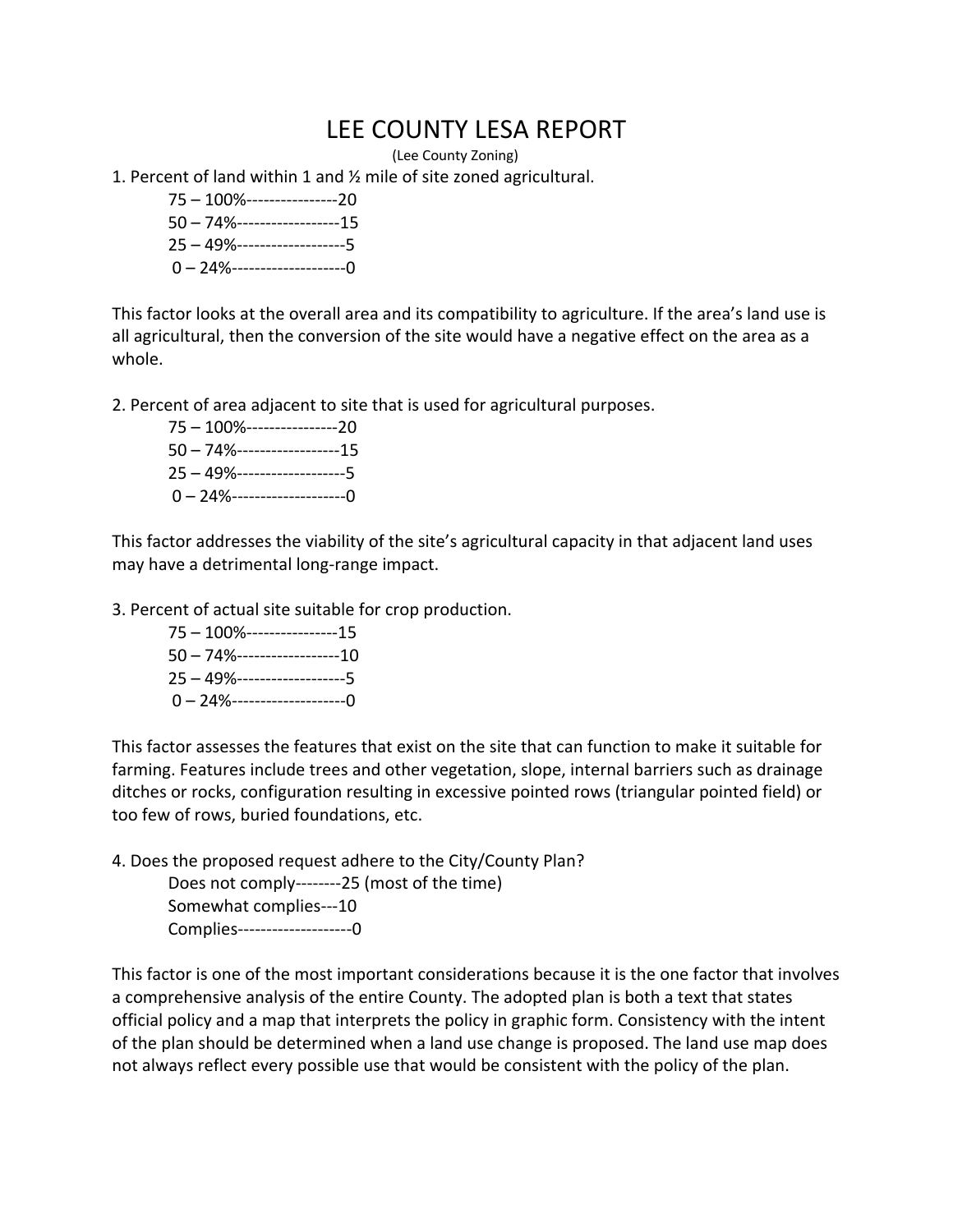# LEE COUNTY LESA REPORT

(Lee County Zoning)

1. Percent of land within 1 and ½ mile of site zoned agricultural.

    75 – 100%----------------20
    50 – 74%------------------15
    25 – 49%-------------------5
    0 – 24%--------------------0

This factor looks at the overall area and its compatibility to agriculture. If the area's land use is all agricultural, then the conversion of the site would have a negative effect on the area as a whole.

2. Percent of area adjacent to site that is used for agricultural purposes.

    75 – 100%----------------20
    50 – 74%------------------15
    25 – 49%-------------------5
    0 – 24%--------------------0

This factor addresses the viability of the site's agricultural capacity in that adjacent land uses may have a detrimental long-range impact.

3. Percent of actual site suitable for crop production.

    75 – 100%----------------15
    50 – 74%------------------10
    25 – 49%-------------------5
    0 – 24%--------------------0

This factor assesses the features that exist on the site that can function to make it suitable for farming. Features include trees and other vegetation, slope, internal barriers such as drainage ditches or rocks, configuration resulting in excessive pointed rows (triangular pointed field) or too few of rows, buried foundations, etc.

4. Does the proposed request adhere to the City/County Plan?

    Does not comply--------25 (most of the time)
    Somewhat complies---10
    Complies--------------------0

This factor is one of the most important considerations because it is the one factor that involves a comprehensive analysis of the entire County. The adopted plan is both a text that states official policy and a map that interprets the policy in graphic form. Consistency with the intent of the plan should be determined when a land use change is proposed. The land use map does not always reflect every possible use that would be consistent with the policy of the plan.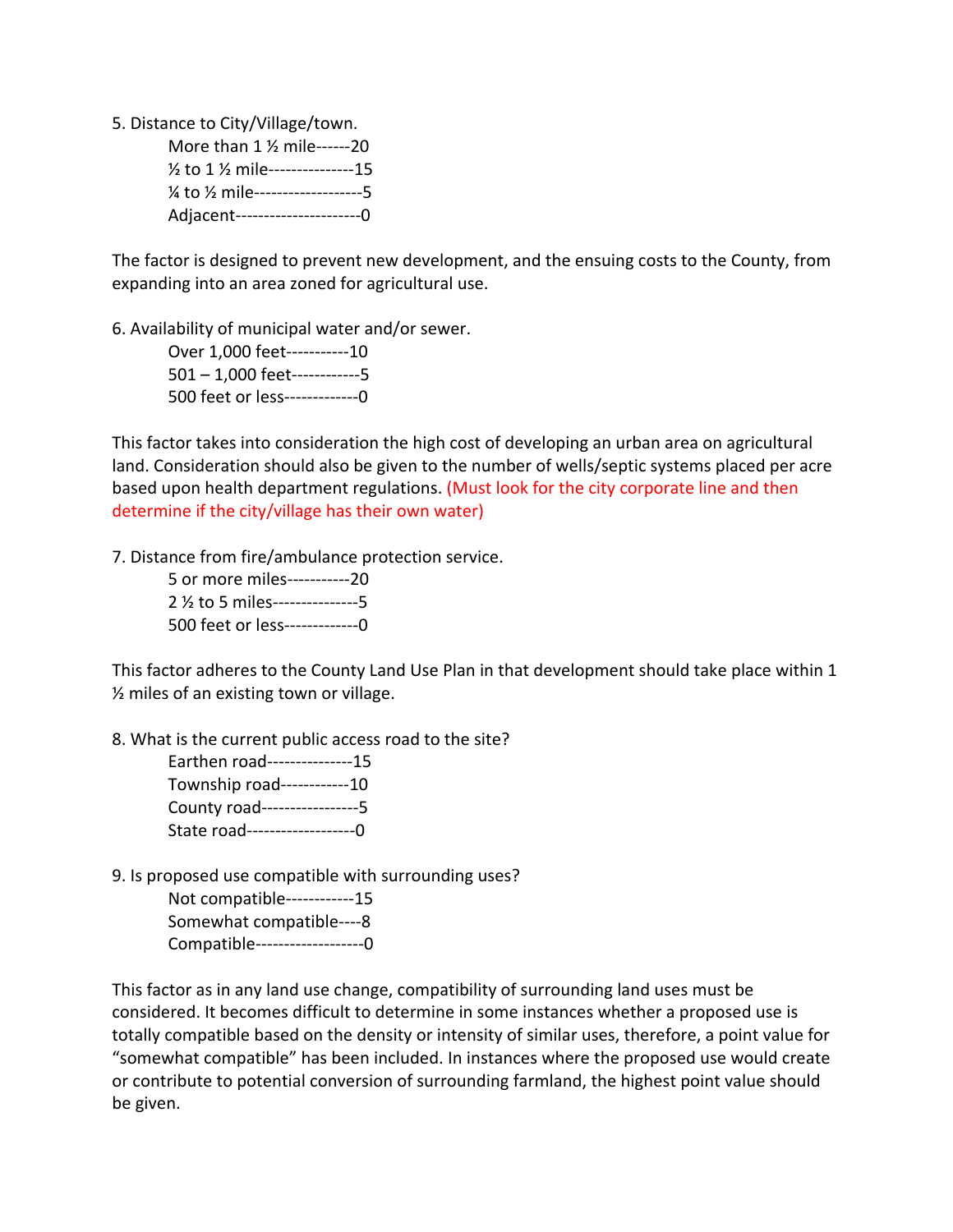5. Distance to City/Village/town.

    More than 1 ½ mile------20
    ½ to 1 ½ mile---------------15
    ¼ to ½ mile-------------------5
    Adjacent---------------------0

The factor is designed to prevent new development, and the ensuing costs to the County, from expanding into an area zoned for agricultural use.

6. Availability of municipal water and/or sewer.

    Over 1,000 feet-----------10
    501 – 1,000 feet------------5
    500 feet or less-------------0

This factor takes into consideration the high cost of developing an urban area on agricultural land. Consideration should also be given to the number of wells/septic systems placed per acre based upon health department regulations. (Must look for the city corporate line and then determine if the city/village has their own water)

7. Distance from fire/ambulance protection service.

    5 or more miles-----------20
    2 ½ to 5 miles---------------5
    500 feet or less-------------0

This factor adheres to the County Land Use Plan in that development should take place within 1 ½ miles of an existing town or village.

8. What is the current public access road to the site?

    Earthen road---------------15
    Township road------------10
    County road-----------------5
    State road-------------------0

9. Is proposed use compatible with surrounding uses?

    Not compatible------------15
    Somewhat compatible----8
    Compatible------------------0

This factor as in any land use change, compatibility of surrounding land uses must be considered. It becomes difficult to determine in some instances whether a proposed use is totally compatible based on the density or intensity of similar uses, therefore, a point value for "somewhat compatible" has been included. In instances where the proposed use would create or contribute to potential conversion of surrounding farmland, the highest point value should be given.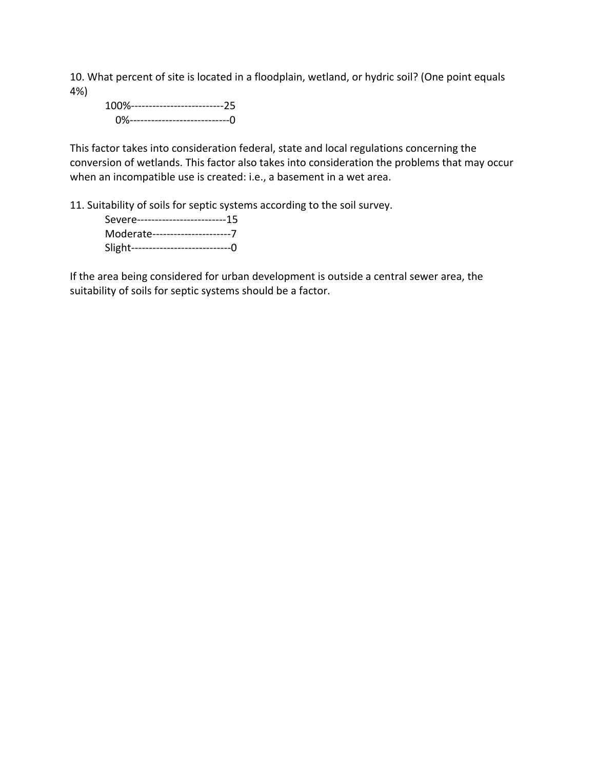10. What percent of site is located in a floodplain, wetland, or hydric soil? (One point equals 4%)

 100%--------------------------25
 0%----------------------------0

This factor takes into consideration federal, state and local regulations concerning the conversion of wetlands. This factor also takes into consideration the problems that may occur when an incompatible use is created: i.e., a basement in a wet area.

11. Suitability of soils for septic systems according to the soil survey.

 Severe-------------------------15
 Moderate----------------------7
 Slight----------------------------0

If the area being considered for urban development is outside a central sewer area, the suitability of soils for septic systems should be a factor.